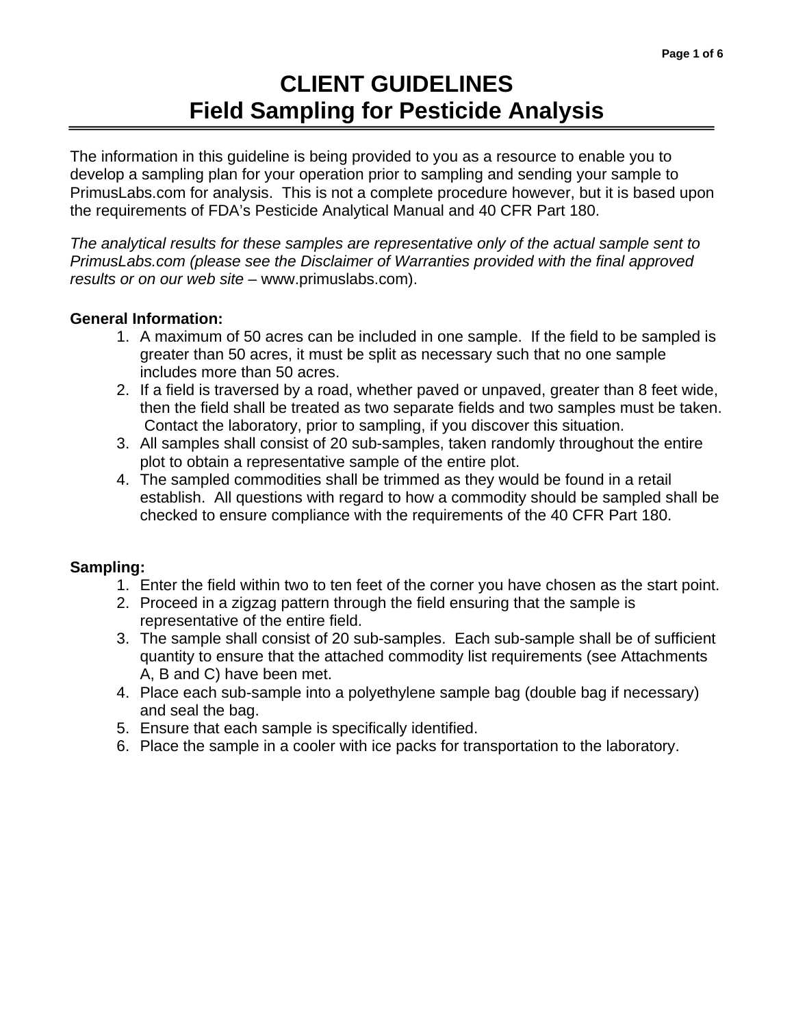# CLIENT GUIDELINES
# Field Sampling for Pesticide Analysis

The information in this guideline is being provided to you as a resource to enable you to develop a sampling plan for your operation prior to sampling and sending your sample to PrimusLabs.com for analysis. This is not a complete procedure however, but it is based upon the requirements of FDA's Pesticide Analytical Manual and 40 CFR Part 180.

*The analytical results for these samples are representative only of the actual sample sent to PrimusLabs.com (please see the Disclaimer of Warranties provided with the final approved results or on our web site* – www.primuslabs.com).

**General Information:**

1. A maximum of 50 acres can be included in one sample. If the field to be sampled is greater than 50 acres, it must be split as necessary such that no one sample includes more than 50 acres.
2. If a field is traversed by a road, whether paved or unpaved, greater than 8 feet wide, then the field shall be treated as two separate fields and two samples must be taken. Contact the laboratory, prior to sampling, if you discover this situation.
3. All samples shall consist of 20 sub-samples, taken randomly throughout the entire plot to obtain a representative sample of the entire plot.
4. The sampled commodities shall be trimmed as they would be found in a retail establish. All questions with regard to how a commodity should be sampled shall be checked to ensure compliance with the requirements of the 40 CFR Part 180.

**Sampling:**

1. Enter the field within two to ten feet of the corner you have chosen as the start point.
2. Proceed in a zigzag pattern through the field ensuring that the sample is representative of the entire field.
3. The sample shall consist of 20 sub-samples. Each sub-sample shall be of sufficient quantity to ensure that the attached commodity list requirements (see Attachments A, B and C) have been met.
4. Place each sub-sample into a polyethylene sample bag (double bag if necessary) and seal the bag.
5. Ensure that each sample is specifically identified.
6. Place the sample in a cooler with ice packs for transportation to the laboratory.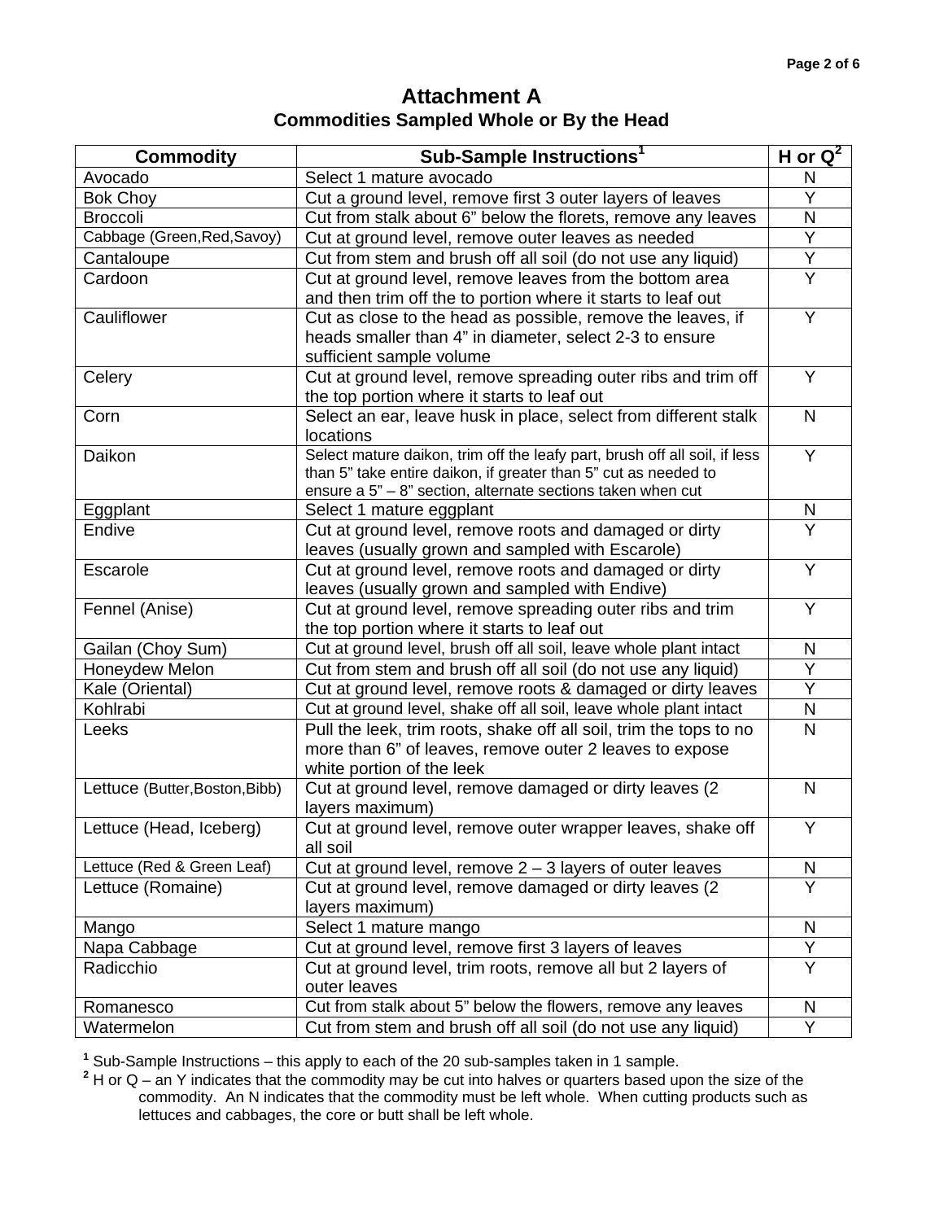# Attachment A

## Commodities Sampled Whole or By the Head

| Commodity | Sub-Sample Instructions[1] | H or Q[2] |
|---|---|---|
| Avocado | Select 1 mature avocado | N |
| Bok Choy | Cut a ground level, remove first 3 outer layers of leaves | Y |
| Broccoli | Cut from stalk about 6" below the florets, remove any leaves | N |
| Cabbage (Green,Red,Savoy) | Cut at ground level, remove outer leaves as needed | Y |
| Cantaloupe | Cut from stem and brush off all soil (do not use any liquid) | Y |
| Cardoon | Cut at ground level, remove leaves from the bottom area and then trim off the to portion where it starts to leaf out | Y |
| Cauliflower | Cut as close to the head as possible, remove the leaves, if heads smaller than 4" in diameter, select 2-3 to ensure sufficient sample volume | Y |
| Celery | Cut at ground level, remove spreading outer ribs and trim off the top portion where it starts to leaf out | Y |
| Corn | Select an ear, leave husk in place, select from different stalk locations | N |
| Daikon | Select mature daikon, trim off the leafy part, brush off all soil, if less than 5" take entire daikon, if greater than 5" cut as needed to ensure a 5" – 8" section, alternate sections taken when cut | Y |
| Eggplant | Select 1 mature eggplant | N |
| Endive | Cut at ground level, remove roots and damaged or dirty leaves (usually grown and sampled with Escarole) | Y |
| Escarole | Cut at ground level, remove roots and damaged or dirty leaves (usually grown and sampled with Endive) | Y |
| Fennel (Anise) | Cut at ground level, remove spreading outer ribs and trim the top portion where it starts to leaf out | Y |
| Gailan (Choy Sum) | Cut at ground level, brush off all soil, leave whole plant intact | N |
| Honeydew Melon | Cut from stem and brush off all soil (do not use any liquid) | Y |
| Kale (Oriental) | Cut at ground level, remove roots & damaged or dirty leaves | Y |
| Kohlrabi | Cut at ground level, shake off all soil, leave whole plant intact | N |
| Leeks | Pull the leek, trim roots, shake off all soil, trim the tops to no more than 6" of leaves, remove outer 2 leaves to expose white portion of the leek | N |
| Lettuce (Butter,Boston,Bibb) | Cut at ground level, remove damaged or dirty leaves (2 layers maximum) | N |
| Lettuce (Head, Iceberg) | Cut at ground level, remove outer wrapper leaves, shake off all soil | Y |
| Lettuce (Red & Green Leaf) | Cut at ground level, remove 2 – 3 layers of outer leaves | N |
| Lettuce (Romaine) | Cut at ground level, remove damaged or dirty leaves (2 layers maximum) | Y |
| Mango | Select 1 mature mango | N |
| Napa Cabbage | Cut at ground level, remove first 3 layers of leaves | Y |
| Radicchio | Cut at ground level, trim roots, remove all but 2 layers of outer leaves | Y |
| Romanesco | Cut from stalk about 5" below the flowers, remove any leaves | N |
| Watermelon | Cut from stem and brush off all soil (do not use any liquid) | Y |

[1] Sub-Sample Instructions – this apply to each of the 20 sub-samples taken in 1 sample.

[2] H or Q – an Y indicates that the commodity may be cut into halves or quarters based upon the size of the commodity. An N indicates that the commodity must be left whole. When cutting products such as lettuces and cabbages, the core or butt shall be left whole.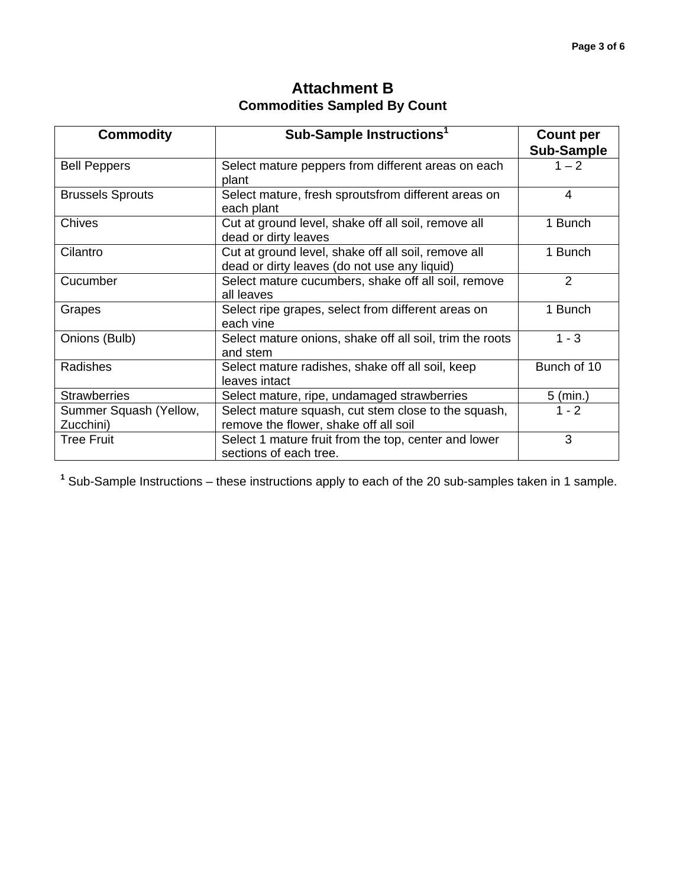# Attachment B
## Commodities Sampled By Count

| Commodity | Sub-Sample Instructions[1] | Count per Sub-Sample |
|---|---|---|
| Bell Peppers | Select mature peppers from different areas on each plant | 1 – 2 |
| Brussels Sprouts | Select mature, fresh sproutsfrom different areas on each plant | 4 |
| Chives | Cut at ground level, shake off all soil, remove all dead or dirty leaves | 1 Bunch |
| Cilantro | Cut at ground level, shake off all soil, remove all dead or dirty leaves (do not use any liquid) | 1 Bunch |
| Cucumber | Select mature cucumbers, shake off all soil, remove all leaves | 2 |
| Grapes | Select ripe grapes, select from different areas on each vine | 1 Bunch |
| Onions (Bulb) | Select mature onions, shake off all soil, trim the roots and stem | 1 - 3 |
| Radishes | Select mature radishes, shake off all soil, keep leaves intact | Bunch of 10 |
| Strawberries | Select mature, ripe, undamaged strawberries | 5 (min.) |
| Summer Squash (Yellow, Zucchini) | Select mature squash, cut stem close to the squash, remove the flower, shake off all soil | 1 - 2 |
| Tree Fruit | Select 1 mature fruit from the top, center and lower sections of each tree. | 3 |

[1] Sub-Sample Instructions – these instructions apply to each of the 20 sub-samples taken in 1 sample.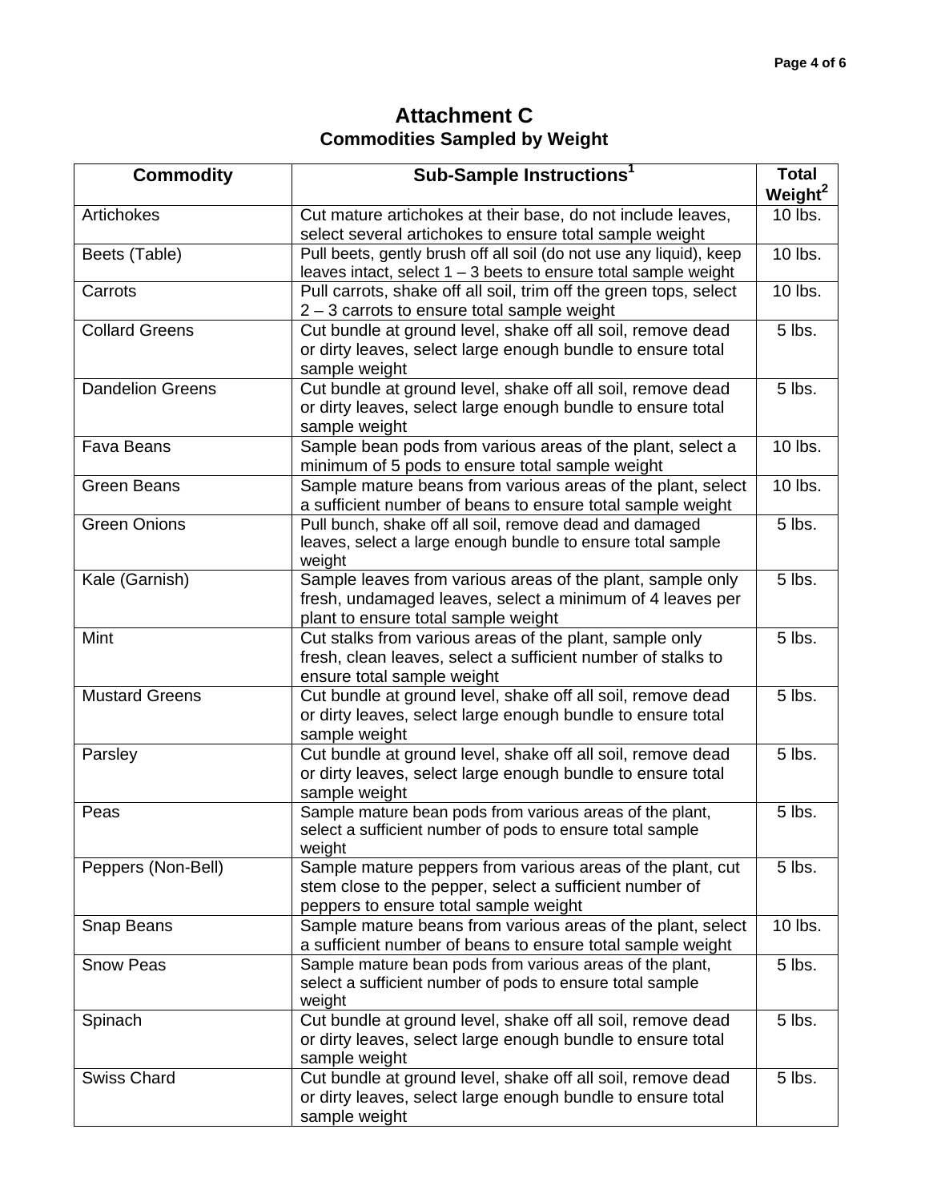# Attachment C

## Commodities Sampled by Weight

| Commodity | Sub-Sample Instructions[1] | Total Weight[2] |
|---|---|---|
| Artichokes | Cut mature artichokes at their base, do not include leaves, select several artichokes to ensure total sample weight | 10 lbs. |
| Beets (Table) | Pull beets, gently brush off all soil (do not use any liquid), keep leaves intact, select 1 – 3 beets to ensure total sample weight | 10 lbs. |
| Carrots | Pull carrots, shake off all soil, trim off the green tops, select 2 – 3 carrots to ensure total sample weight | 10 lbs. |
| Collard Greens | Cut bundle at ground level, shake off all soil, remove dead or dirty leaves, select large enough bundle to ensure total sample weight | 5 lbs. |
| Dandelion Greens | Cut bundle at ground level, shake off all soil, remove dead or dirty leaves, select large enough bundle to ensure total sample weight | 5 lbs. |
| Fava Beans | Sample bean pods from various areas of the plant, select a minimum of 5 pods to ensure total sample weight | 10 lbs. |
| Green Beans | Sample mature beans from various areas of the plant, select a sufficient number of beans to ensure total sample weight | 10 lbs. |
| Green Onions | Pull bunch, shake off all soil, remove dead and damaged leaves, select a large enough bundle to ensure total sample weight | 5 lbs. |
| Kale (Garnish) | Sample leaves from various areas of the plant, sample only fresh, undamaged leaves, select a minimum of 4 leaves per plant to ensure total sample weight | 5 lbs. |
| Mint | Cut stalks from various areas of the plant, sample only fresh, clean leaves, select a sufficient number of stalks to ensure total sample weight | 5 lbs. |
| Mustard Greens | Cut bundle at ground level, shake off all soil, remove dead or dirty leaves, select large enough bundle to ensure total sample weight | 5 lbs. |
| Parsley | Cut bundle at ground level, shake off all soil, remove dead or dirty leaves, select large enough bundle to ensure total sample weight | 5 lbs. |
| Peas | Sample mature bean pods from various areas of the plant, select a sufficient number of pods to ensure total sample weight | 5 lbs. |
| Peppers (Non-Bell) | Sample mature peppers from various areas of the plant, cut stem close to the pepper, select a sufficient number of peppers to ensure total sample weight | 5 lbs. |
| Snap Beans | Sample mature beans from various areas of the plant, select a sufficient number of beans to ensure total sample weight | 10 lbs. |
| Snow Peas | Sample mature bean pods from various areas of the plant, select a sufficient number of pods to ensure total sample weight | 5 lbs. |
| Spinach | Cut bundle at ground level, shake off all soil, remove dead or dirty leaves, select large enough bundle to ensure total sample weight | 5 lbs. |
| Swiss Chard | Cut bundle at ground level, shake off all soil, remove dead or dirty leaves, select large enough bundle to ensure total sample weight | 5 lbs. |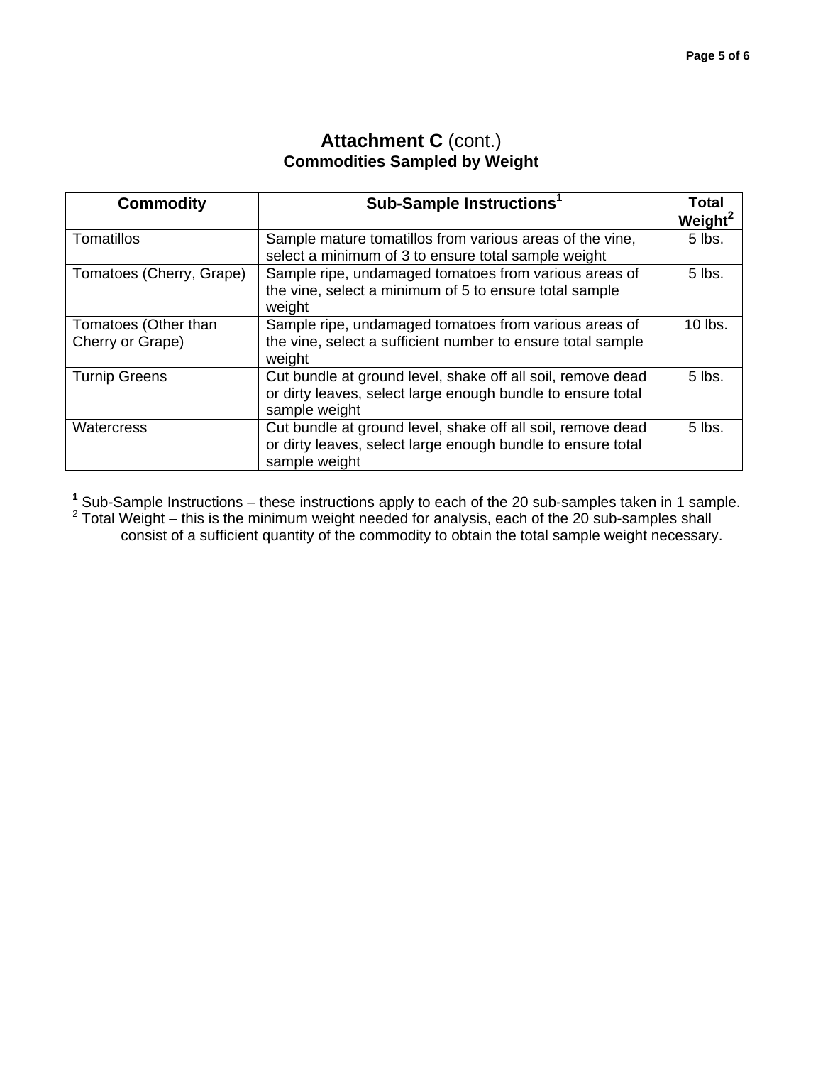## Attachment C (cont.)

### Commodities Sampled by Weight

| Commodity | Sub-Sample Instructions[1] | Total Weight[2] |
|---|---|---|
| Tomatillos | Sample mature tomatillos from various areas of the vine, select a minimum of 3 to ensure total sample weight | 5 lbs. |
| Tomatoes (Cherry, Grape) | Sample ripe, undamaged tomatoes from various areas of the vine, select a minimum of 5 to ensure total sample weight | 5 lbs. |
| Tomatoes (Other than Cherry or Grape) | Sample ripe, undamaged tomatoes from various areas of the vine, select a sufficient number to ensure total sample weight | 10 lbs. |
| Turnip Greens | Cut bundle at ground level, shake off all soil, remove dead or dirty leaves, select large enough bundle to ensure total sample weight | 5 lbs. |
| Watercress | Cut bundle at ground level, shake off all soil, remove dead or dirty leaves, select large enough bundle to ensure total sample weight | 5 lbs. |

[1] Sub-Sample Instructions – these instructions apply to each of the 20 sub-samples taken in 1 sample.
[2] Total Weight – this is the minimum weight needed for analysis, each of the 20 sub-samples shall consist of a sufficient quantity of the commodity to obtain the total sample weight necessary.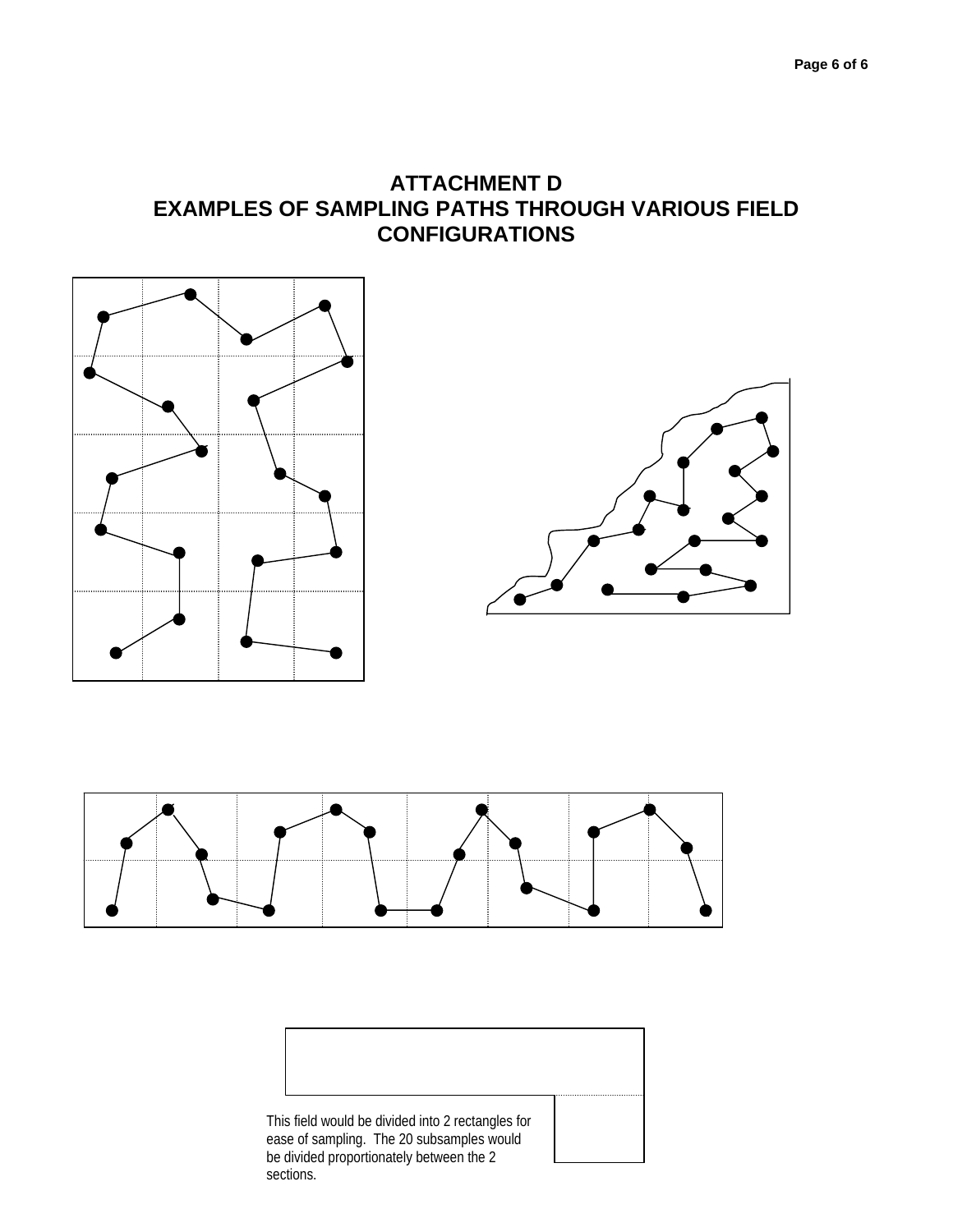# ATTACHMENT D
# EXAMPLES OF SAMPLING PATHS THROUGH VARIOUS FIELD CONFIGURATIONS

This field would be divided into 2 rectangles for ease of sampling. The 20 subsamples would be divided proportionately between the 2 sections.